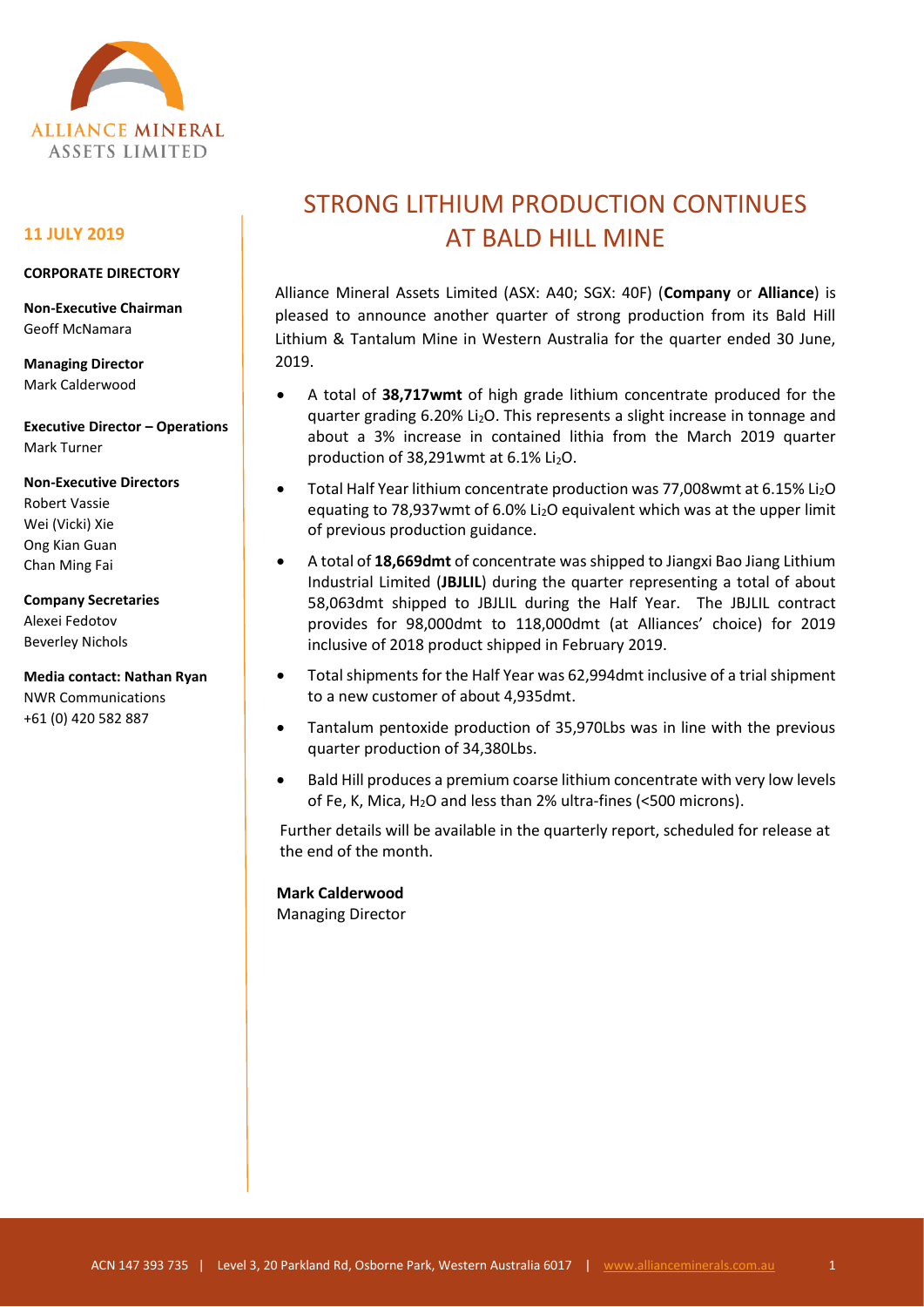ALLIANCE MINERAL ASSETS LIMITED

**11 JULY 2019**

**CORPORATE DIRECTORY**

**Non-Executive Chairman**
Geoff McNamara

**Managing Director**
Mark Calderwood

**Executive Director – Operations**
Mark Turner

**Non-Executive Directors**
Robert Vassie
Wei (Vicki) Xie
Ong Kian Guan
Chan Ming Fai

**Company Secretaries**
Alexei Fedotov
Beverley Nichols

**Media contact: Nathan Ryan**
NWR Communications
+61 (0) 420 582 887

# STRONG LITHIUM PRODUCTION CONTINUES AT BALD HILL MINE

Alliance Mineral Assets Limited (ASX: A40; SGX: 40F) (**Company** or **Alliance**) is pleased to announce another quarter of strong production from its Bald Hill Lithium & Tantalum Mine in Western Australia for the quarter ended 30 June, 2019.

- A total of **38,717wmt** of high grade lithium concentrate produced for the quarter grading 6.20% $Li_2O$. This represents a slight increase in tonnage and about a 3% increase in contained lithia from the March 2019 quarter production of 38,291wmt at 6.1% $Li_2O$.
- Total Half Year lithium concentrate production was 77,008wmt at 6.15% $Li_2O$ equating to 78,937wmt of 6.0% $Li_2O$ equivalent which was at the upper limit of previous production guidance.
- A total of **18,669dmt** of concentrate was shipped to Jiangxi Bao Jiang Lithium Industrial Limited (**JBJLIL**) during the quarter representing a total of about 58,063dmt shipped to JBJLIL during the Half Year. The JBJLIL contract provides for 98,000dmt to 118,000dmt (at Alliances' choice) for 2019 inclusive of 2018 product shipped in February 2019.
- Total shipments for the Half Year was 62,994dmt inclusive of a trial shipment to a new customer of about 4,935dmt.
- Tantalum pentoxide production of 35,970Lbs was in line with the previous quarter production of 34,380Lbs.
- Bald Hill produces a premium coarse lithium concentrate with very low levels of Fe, K, Mica, $H_2O$ and less than 2% ultra-fines (<500 microns).

Further details will be available in the quarterly report, scheduled for release at the end of the month.

**Mark Calderwood**
Managing Director

ACN 147 393 735 | Level 3, 20 Parkland Rd, Osborne Park, Western Australia 6017 | www.allianceminerals.com.au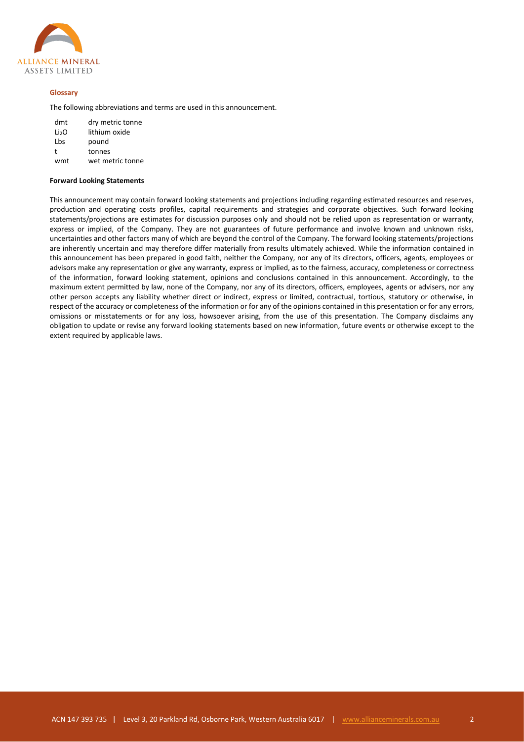### Glossary

The following abbreviations and terms are used in this announcement.

| | |
|---|---|
| dmt | dry metric tonne |
| $Li_2O$ | lithium oxide |
| Lbs | pound |
| t | tonnes |
| wmt | wet metric tonne |

**Forward Looking Statements**

This announcement may contain forward looking statements and projections including regarding estimated resources and reserves, production and operating costs profiles, capital requirements and strategies and corporate objectives. Such forward looking statements/projections are estimates for discussion purposes only and should not be relied upon as representation or warranty, express or implied, of the Company. They are not guarantees of future performance and involve known and unknown risks, uncertainties and other factors many of which are beyond the control of the Company. The forward looking statements/projections are inherently uncertain and may therefore differ materially from results ultimately achieved. While the information contained in this announcement has been prepared in good faith, neither the Company, nor any of its directors, officers, agents, employees or advisors make any representation or give any warranty, express or implied, as to the fairness, accuracy, completeness or correctness of the information, forward looking statement, opinions and conclusions contained in this announcement. Accordingly, to the maximum extent permitted by law, none of the Company, nor any of its directors, officers, employees, agents or advisers, nor any other person accepts any liability whether direct or indirect, express or limited, contractual, tortious, statutory or otherwise, in respect of the accuracy or completeness of the information or for any of the opinions contained in this presentation or for any errors, omissions or misstatements or for any loss, howsoever arising, from the use of this presentation. The Company disclaims any obligation to update or revise any forward looking statements based on new information, future events or otherwise except to the extent required by applicable laws.